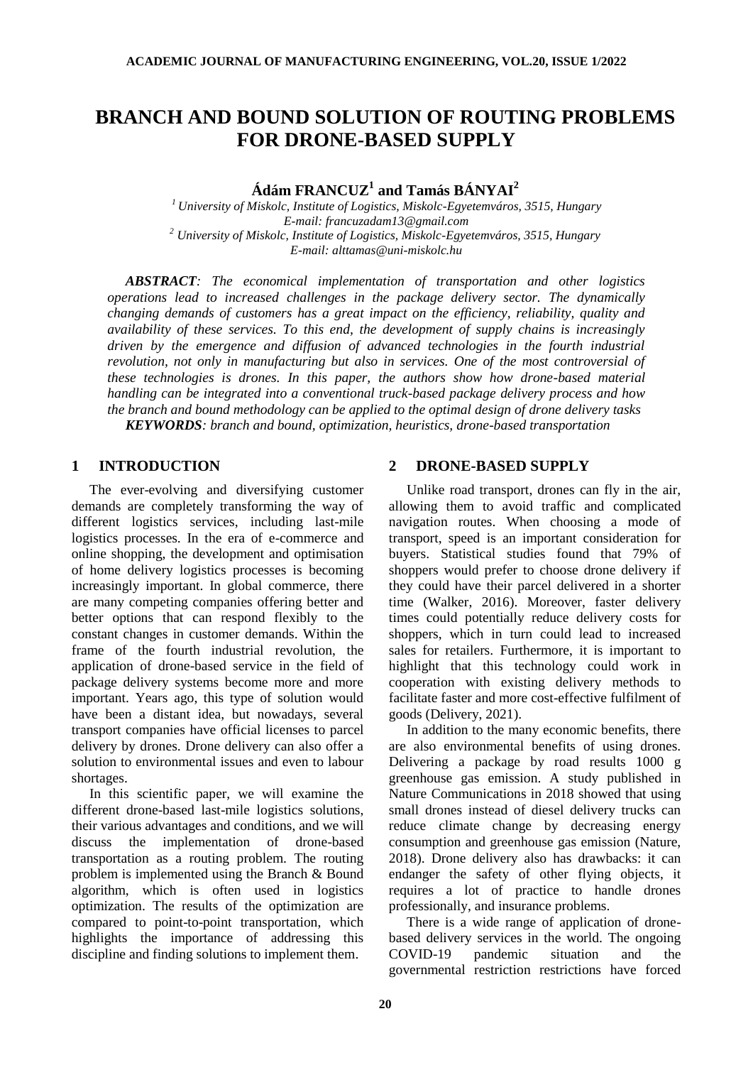# BRANCH AND BOUND SOLUTION OF ROUTING PROBLEMS FOR DRONE-BASED SUPPLY

**Ádám FRANCUZ[1] and Tamás BÁNYAI[2]**

*[1] University of Miskolc, Institute of Logistics, Miskolc-Egyetemváros, 3515, Hungary*
*E-mail: francuzadam13@gmail.com*
*[2] University of Miskolc, Institute of Logistics, Miskolc-Egyetemváros, 3515, Hungary*
*E-mail: alttamas@uni-miskolc.hu*

***ABSTRACT**: The economical implementation of transportation and other logistics operations lead to increased challenges in the package delivery sector. The dynamically changing demands of customers has a great impact on the efficiency, reliability, quality and availability of these services. To this end, the development of supply chains is increasingly driven by the emergence and diffusion of advanced technologies in the fourth industrial revolution, not only in manufacturing but also in services. One of the most controversial of these technologies is drones. In this paper, the authors show how drone-based material handling can be integrated into a conventional truck-based package delivery process and how the branch and bound methodology can be applied to the optimal design of drone delivery tasks*

***KEYWORDS**: branch and bound, optimization, heuristics, drone-based transportation*

## 1 INTRODUCTION

The ever-evolving and diversifying customer demands are completely transforming the way of different logistics services, including last-mile logistics processes. In the era of e-commerce and online shopping, the development and optimisation of home delivery logistics processes is becoming increasingly important. In global commerce, there are many competing companies offering better and better options that can respond flexibly to the constant changes in customer demands. Within the frame of the fourth industrial revolution, the application of drone-based service in the field of package delivery systems become more and more important. Years ago, this type of solution would have been a distant idea, but nowadays, several transport companies have official licenses to parcel delivery by drones. Drone delivery can also offer a solution to environmental issues and even to labour shortages.

In this scientific paper, we will examine the different drone-based last-mile logistics solutions, their various advantages and conditions, and we will discuss the implementation of drone-based transportation as a routing problem. The routing problem is implemented using the Branch & Bound algorithm, which is often used in logistics optimization. The results of the optimization are compared to point-to-point transportation, which highlights the importance of addressing this discipline and finding solutions to implement them.

## 2 DRONE-BASED SUPPLY

Unlike road transport, drones can fly in the air, allowing them to avoid traffic and complicated navigation routes. When choosing a mode of transport, speed is an important consideration for buyers. Statistical studies found that 79% of shoppers would prefer to choose drone delivery if they could have their parcel delivered in a shorter time (Walker, 2016). Moreover, faster delivery times could potentially reduce delivery costs for shoppers, which in turn could lead to increased sales for retailers. Furthermore, it is important to highlight that this technology could work in cooperation with existing delivery methods to facilitate faster and more cost-effective fulfilment of goods (Delivery, 2021).

In addition to the many economic benefits, there are also environmental benefits of using drones. Delivering a package by road results 1000 g greenhouse gas emission. A study published in Nature Communications in 2018 showed that using small drones instead of diesel delivery trucks can reduce climate change by decreasing energy consumption and greenhouse gas emission (Nature, 2018). Drone delivery also has drawbacks: it can endanger the safety of other flying objects, it requires a lot of practice to handle drones professionally, and insurance problems.

There is a wide range of application of drone-based delivery services in the world. The ongoing COVID-19 pandemic situation and the governmental restriction restrictions have forced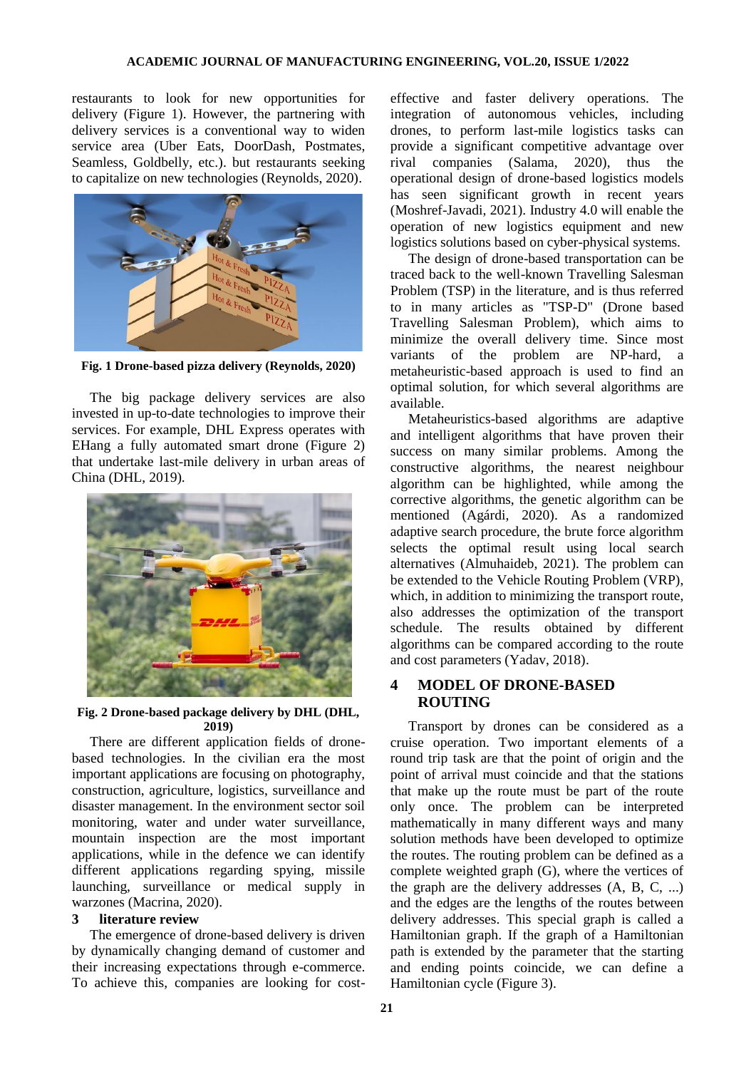restaurants to look for new opportunities for delivery (Figure 1). However, the partnering with delivery services is a conventional way to widen service area (Uber Eats, DoorDash, Postmates, Seamless, Goldbelly, etc.). but restaurants seeking to capitalize on new technologies (Reynolds, 2020).

**Fig. 1 Drone-based pizza delivery (Reynolds, 2020)**

The big package delivery services are also invested in up-to-date technologies to improve their services. For example, DHL Express operates with EHang a fully automated smart drone (Figure 2) that undertake last-mile delivery in urban areas of China (DHL, 2019).

**Fig. 2 Drone-based package delivery by DHL (DHL, 2019)**

There are different application fields of drone-based technologies. In the civilian era the most important applications are focusing on photography, construction, agriculture, logistics, surveillance and disaster management. In the environment sector soil monitoring, water and under water surveillance, mountain inspection are the most important applications, while in the defence we can identify different applications regarding spying, missile launching, surveillance or medical supply in warzones (Macrina, 2020).

## 3 literature review

The emergence of drone-based delivery is driven by dynamically changing demand of customer and their increasing expectations through e-commerce. To achieve this, companies are looking for cost-effective and faster delivery operations. The integration of autonomous vehicles, including drones, to perform last-mile logistics tasks can provide a significant competitive advantage over rival companies (Salama, 2020), thus the operational design of drone-based logistics models has seen significant growth in recent years (Moshref-Javadi, 2021). Industry 4.0 will enable the operation of new logistics equipment and new logistics solutions based on cyber-physical systems.

The design of drone-based transportation can be traced back to the well-known Travelling Salesman Problem (TSP) in the literature, and is thus referred to in many articles as "TSP-D" (Drone based Travelling Salesman Problem), which aims to minimize the overall delivery time. Since most variants of the problem are NP-hard, a metaheuristic-based approach is used to find an optimal solution, for which several algorithms are available.

Metaheuristics-based algorithms are adaptive and intelligent algorithms that have proven their success on many similar problems. Among the constructive algorithms, the nearest neighbour algorithm can be highlighted, while among the corrective algorithms, the genetic algorithm can be mentioned (Agárdi, 2020). As a randomized adaptive search procedure, the brute force algorithm selects the optimal result using local search alternatives (Almuhaideb, 2021). The problem can be extended to the Vehicle Routing Problem (VRP), which, in addition to minimizing the transport route, also addresses the optimization of the transport schedule. The results obtained by different algorithms can be compared according to the route and cost parameters (Yadav, 2018).

## 4 MODEL OF DRONE-BASED ROUTING

Transport by drones can be considered as a cruise operation. Two important elements of a round trip task are that the point of origin and the point of arrival must coincide and that the stations that make up the route must be part of the route only once. The problem can be interpreted mathematically in many different ways and many solution methods have been developed to optimize the routes. The routing problem can be defined as a complete weighted graph (G), where the vertices of the graph are the delivery addresses (A, B, C, ...) and the edges are the lengths of the routes between delivery addresses. This special graph is called a Hamiltonian graph. If the graph of a Hamiltonian path is extended by the parameter that the starting and ending points coincide, we can define a Hamiltonian cycle (Figure 3).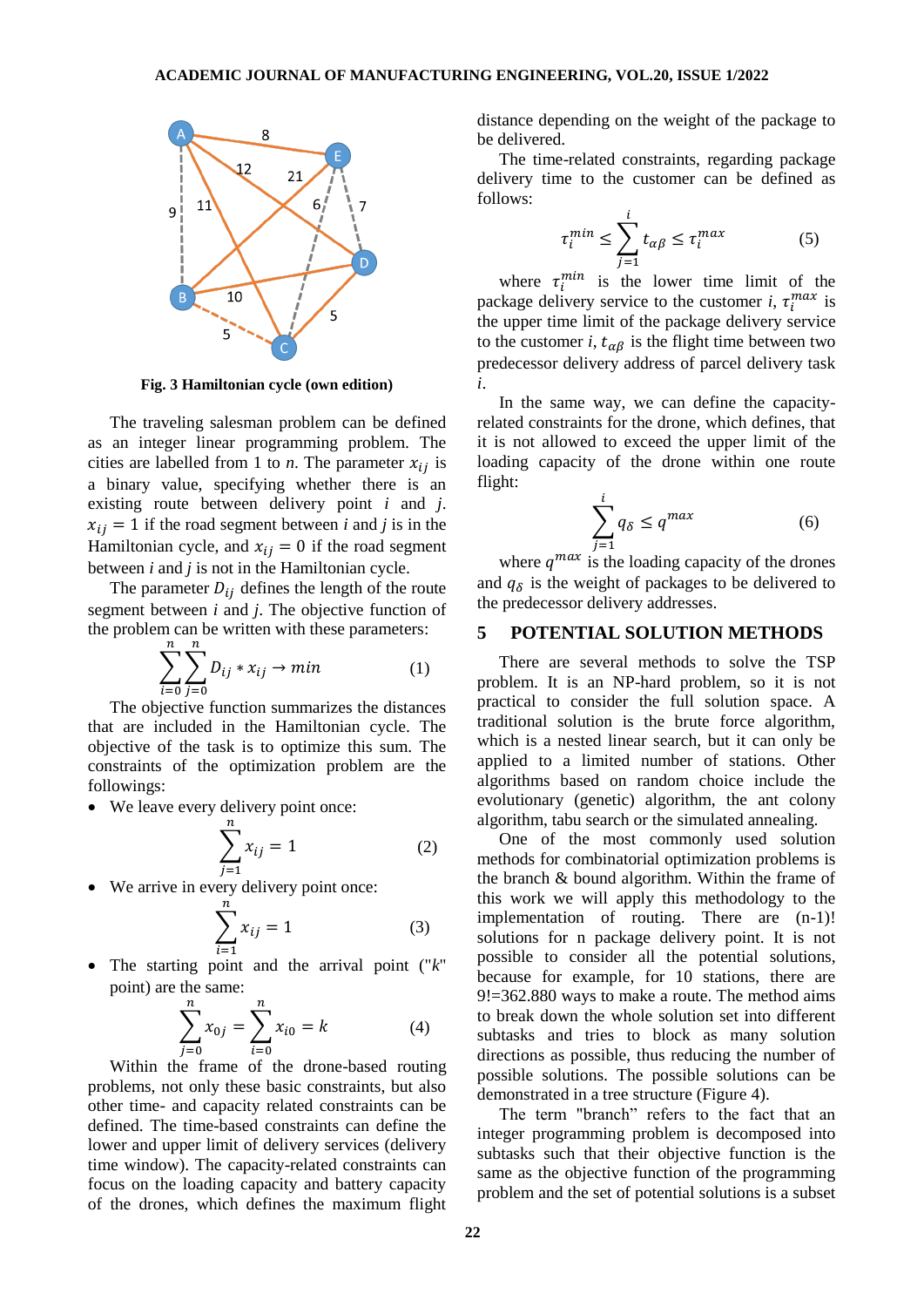Fig. 3 Hamiltonian cycle (own edition)

The traveling salesman problem can be defined as an integer linear programming problem. The cities are labelled from 1 to $n$. The parameter $x_{ij}$ is a binary value, specifying whether there is an existing route between delivery point $i$ and $j$. $x_{ij} = 1$ if the road segment between $i$ and $j$ is in the Hamiltonian cycle, and $x_{ij} = 0$ if the road segment between $i$ and $j$ is not in the Hamiltonian cycle.

The parameter $D_{ij}$ defines the length of the route segment between $i$ and $j$. The objective function of the problem can be written with these parameters:

$$\sum_{i=0}^{n}\sum_{j=0}^{n} D_{ij} * x_{ij} \rightarrow min \qquad (1)$$

The objective function summarizes the distances that are included in the Hamiltonian cycle. The objective of the task is to optimize this sum. The constraints of the optimization problem are the followings:

- We leave every delivery point once:

$$\sum_{j=1}^{n} x_{ij} = 1 \qquad (2)$$

- We arrive in every delivery point once:

$$\sum_{i=1}^{n} x_{ij} = 1 \qquad (3)$$

- The starting point and the arrival point ("$k$" point) are the same:

$$\sum_{j=0}^{n} x_{0j} = \sum_{i=0}^{n} x_{i0} = k \qquad (4)$$

Within the frame of the drone-based routing problems, not only these basic constraints, but also other time- and capacity related constraints can be defined. The time-based constraints can define the lower and upper limit of delivery services (delivery time window). The capacity-related constraints can focus on the loading capacity and battery capacity of the drones, which defines the maximum flight distance depending on the weight of the package to be delivered.

The time-related constraints, regarding package delivery time to the customer can be defined as follows:

$$\tau_i^{min} \leq \sum_{j=1}^{i} t_{\alpha\beta} \leq \tau_i^{max} \qquad (5)$$

where $\tau_i^{min}$ is the lower time limit of the package delivery service to the customer $i$, $\tau_i^{max}$ is the upper time limit of the package delivery service to the customer $i$, $t_{\alpha\beta}$ is the flight time between two predecessor delivery address of parcel delivery task $i$.

In the same way, we can define the capacity-related constraints for the drone, which defines, that it is not allowed to exceed the upper limit of the loading capacity of the drone within one route flight:

$$\sum_{j=1}^{i} q_{\delta} \leq q^{max} \qquad (6)$$

where $q^{max}$ is the loading capacity of the drones and $q_{\delta}$ is the weight of packages to be delivered to the predecessor delivery addresses.

## 5 POTENTIAL SOLUTION METHODS

There are several methods to solve the TSP problem. It is an NP-hard problem, so it is not practical to consider the full solution space. A traditional solution is the brute force algorithm, which is a nested linear search, but it can only be applied to a limited number of stations. Other algorithms based on random choice include the evolutionary (genetic) algorithm, the ant colony algorithm, tabu search or the simulated annealing.

One of the most commonly used solution methods for combinatorial optimization problems is the branch & bound algorithm. Within the frame of this work we will apply this methodology to the implementation of routing. There are (n-1)! solutions for n package delivery point. It is not possible to consider all the potential solutions, because for example, for 10 stations, there are 9!=362.880 ways to make a route. The method aims to break down the whole solution set into different subtasks and tries to block as many solution directions as possible, thus reducing the number of possible solutions. The possible solutions can be demonstrated in a tree structure (Figure 4).

The term "branch" refers to the fact that an integer programming problem is decomposed into subtasks such that their objective function is the same as the objective function of the programming problem and the set of potential solutions is a subset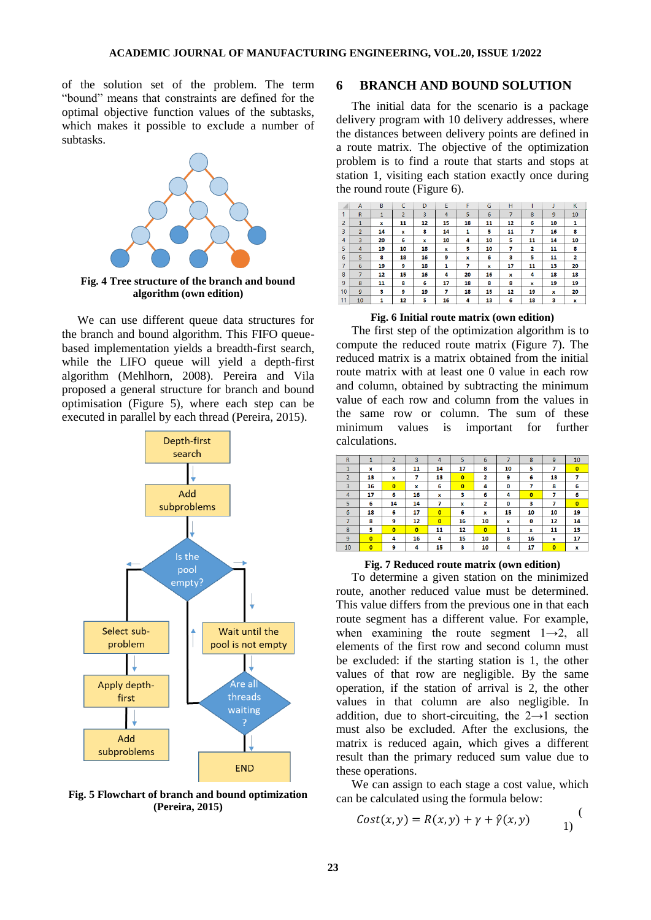of the solution set of the problem. The term "bound" means that constraints are defined for the optimal objective function values of the subtasks, which makes it possible to exclude a number of subtasks.

**Fig. 4 Tree structure of the branch and bound algorithm (own edition)**

We can use different queue data structures for the branch and bound algorithm. This FIFO queue-based implementation yields a breadth-first search, while the LIFO queue will yield a depth-first algorithm (Mehlhorn, 2008). Pereira and Vila proposed a general structure for branch and bound optimisation (Figure 5), where each step can be executed in parallel by each thread (Pereira, 2015).

**Fig. 5 Flowchart of branch and bound optimization (Pereira, 2015)**

## 6 BRANCH AND BOUND SOLUTION

The initial data for the scenario is a package delivery program with 10 delivery addresses, where the distances between delivery points are defined in a route matrix. The objective of the optimization problem is to find a route that starts and stops at station 1, visiting each station exactly once during the round route (Figure 6).

| R | 1 | 2 | 3 | 4 | 5 | 6 | 7 | 8 | 9 | 10 |
|---|---|---|---|---|---|---|---|---|---|---|
| 1 | x | 11 | 12 | 15 | 18 | 11 | 12 | 6 | 10 | 1 |
| 2 | 14 | x | 8 | 14 | 1 | 5 | 11 | 7 | 16 | 8 |
| 3 | 20 | 6 | x | 10 | 4 | 10 | 5 | 11 | 14 | 10 |
| 4 | 19 | 10 | 18 | x | 5 | 10 | 7 | 2 | 11 | 8 |
| 5 | 8 | 18 | 16 | 9 | x | 6 | 3 | 5 | 11 | 2 |
| 6 | 19 | 9 | 18 | 1 | 7 | x | 17 | 11 | 13 | 20 |
| 7 | 12 | 15 | 16 | 4 | 20 | 16 | x | 4 | 18 | 18 |
| 8 | 11 | 8 | 6 | 17 | 18 | 8 | 8 | x | 19 | 19 |
| 9 | 3 | 9 | 19 | 7 | 18 | 15 | 12 | 19 | x | 20 |
| 10 | 1 | 12 | 5 | 16 | 4 | 13 | 6 | 18 | 3 | x |

**Fig. 6 Initial route matrix (own edition)**

The first step of the optimization algorithm is to compute the reduced route matrix (Figure 7). The reduced matrix is a matrix obtained from the initial route matrix with at least one 0 value in each row and column, obtained by subtracting the minimum value of each row and column from the values in the same row or column. The sum of these minimum values is important for further calculations.

| R | 1 | 2 | 3 | 4 | 5 | 6 | 7 | 8 | 9 | 10 |
|---|---|---|---|---|---|---|---|---|---|---|
| 1 | x | 8 | 11 | 14 | 17 | 8 | 10 | 5 | 7 | 0 |
| 2 | 13 | x | 7 | 13 | 0 | 2 | 9 | 6 | 13 | 7 |
| 3 | 16 | 0 | x | 6 | 0 | 4 | 0 | 7 | 8 | 6 |
| 4 | 17 | 6 | 16 | x | 3 | 6 | 4 | 0 | 7 | 6 |
| 5 | 6 | 14 | 14 | 7 | x | 2 | 0 | 3 | 7 | 0 |
| 6 | 18 | 6 | 17 | 0 | 6 | x | 15 | 10 | 10 | 19 |
| 7 | 8 | 9 | 12 | 0 | 16 | 10 | x | 0 | 12 | 14 |
| 8 | 5 | 0 | 0 | 11 | 12 | 0 | 1 | x | 11 | 13 |
| 9 | 0 | 4 | 16 | 4 | 15 | 10 | 8 | 16 | x | 17 |
| 10 | 0 | 9 | 4 | 15 | 3 | 10 | 4 | 17 | 0 | x |

**Fig. 7 Reduced route matrix (own edition)**

To determine a given station on the minimized route, another reduced value must be determined. This value differs from the previous one in that each route segment has a different value. For example, when examining the route segment 1→2, all elements of the first row and second column must be excluded: if the starting station is 1, the other values of that row are negligible. By the same operation, if the station of arrival is 2, the other values in that column are also negligible. In addition, due to short-circuiting, the 2→1 section must also be excluded. After the exclusions, the matrix is reduced again, which gives a different result than the primary reduced sum value due to these operations.

We can assign to each stage a cost value, which can be calculated using the formula below:

$$Cost(x,y) = R(x,y) + \gamma + \hat{\gamma}(x,y) \quad (1)$$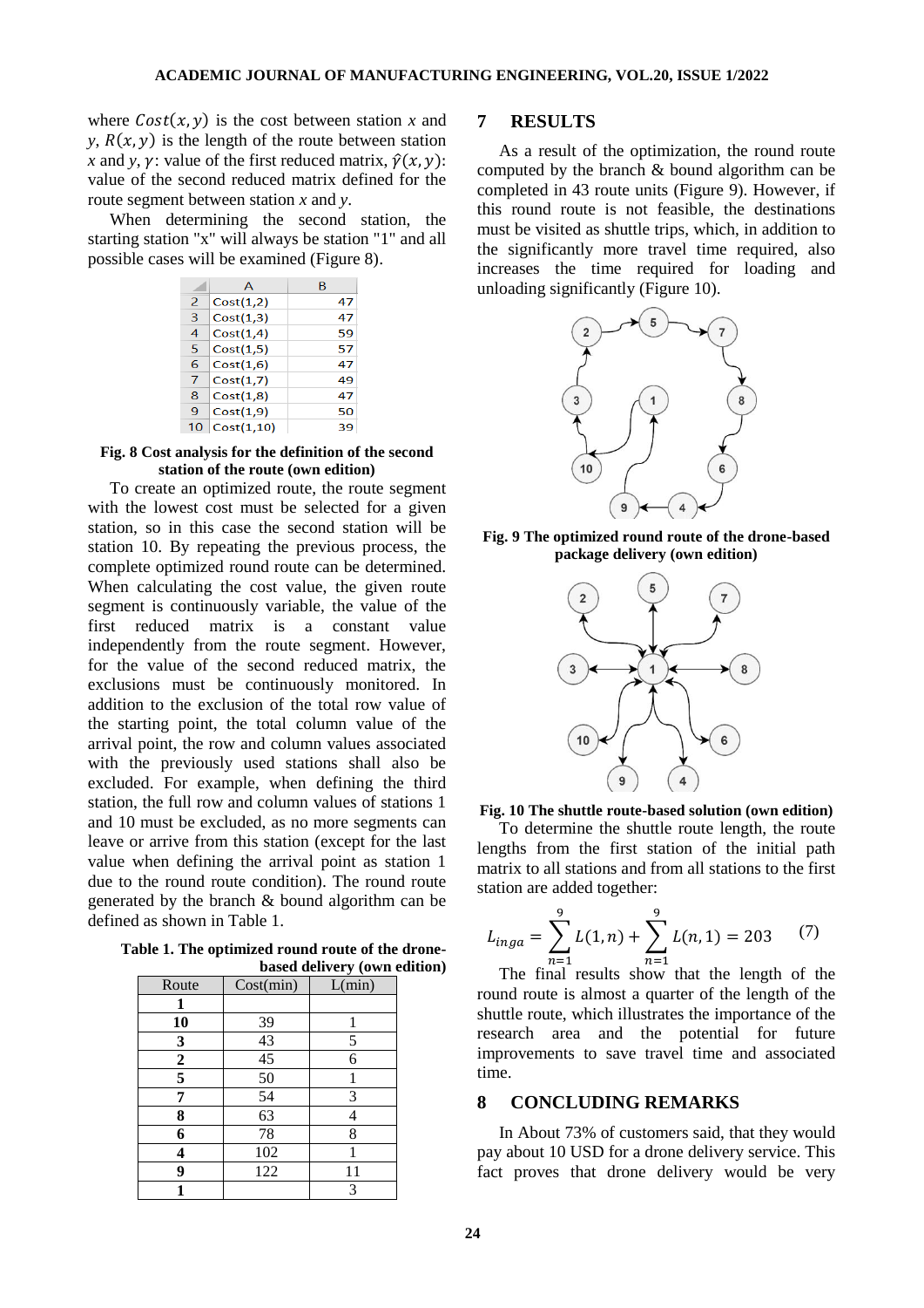where $Cost(x, y)$ is the cost between station $x$ and $y$, $R(x, y)$ is the length of the route between station $x$ and $y$, $\gamma$: value of the first reduced matrix, $\hat{\gamma}(x, y)$: value of the second reduced matrix defined for the route segment between station $x$ and $y$.

When determining the second station, the starting station "x" will always be station "1" and all possible cases will be examined (Figure 8).

| | A | B |
|---|---|---|
| 2 | Cost(1,2) | 47 |
| 3 | Cost(1,3) | 47 |
| 4 | Cost(1,4) | 59 |
| 5 | Cost(1,5) | 57 |
| 6 | Cost(1,6) | 47 |
| 7 | Cost(1,7) | 49 |
| 8 | Cost(1,8) | 47 |
| 9 | Cost(1,9) | 50 |
| 10 | Cost(1,10) | 39 |

**Fig. 8 Cost analysis for the definition of the second station of the route (own edition)**

To create an optimized route, the route segment with the lowest cost must be selected for a given station, so in this case the second station will be station 10. By repeating the previous process, the complete optimized round route can be determined. When calculating the cost value, the given route segment is continuously variable, the value of the first reduced matrix is a constant value independently from the route segment. However, for the value of the second reduced matrix, the exclusions must be continuously monitored. In addition to the exclusion of the total row value of the starting point, the total column value of the arrival point, the row and column values associated with the previously used stations shall also be excluded. For example, when defining the third station, the full row and column values of stations 1 and 10 must be excluded, as no more segments can leave or arrive from this station (except for the last value when defining the arrival point as station 1 due to the round route condition). The round route generated by the branch & bound algorithm can be defined as shown in Table 1.

**Table 1. The optimized round route of the drone-based delivery (own edition)**

| Route | Cost(min) | L(min) |
|---|---|---|
| **1** | | |
| **10** | 39 | 1 |
| **3** | 43 | 5 |
| **2** | 45 | 6 |
| **5** | 50 | 1 |
| **7** | 54 | 3 |
| **8** | 63 | 4 |
| **6** | 78 | 8 |
| **4** | 102 | 1 |
| **9** | 122 | 11 |
| **1** | | 3 |

## 7 RESULTS

As a result of the optimization, the round route computed by the branch & bound algorithm can be completed in 43 route units (Figure 9). However, if this round route is not feasible, the destinations must be visited as shuttle trips, which, in addition to the significantly more travel time required, also increases the time required for loading and unloading significantly (Figure 10).

**Fig. 9 The optimized round route of the drone-based package delivery (own edition)**

**Fig. 10 The shuttle route-based solution (own edition)**

To determine the shuttle route length, the route lengths from the first station of the initial path matrix to all stations and from all stations to the first station are added together:

$$L_{inga} = \sum_{n=1}^{9} L(1, n) + \sum_{n=1}^{9} L(n, 1) = 203 \qquad (7)$$

The final results show that the length of the round route is almost a quarter of the length of the shuttle route, which illustrates the importance of the research area and the potential for future improvements to save travel time and associated time.

## 8 CONCLUDING REMARKS

In About 73% of customers said, that they would pay about 10 USD for a drone delivery service. This fact proves that drone delivery would be very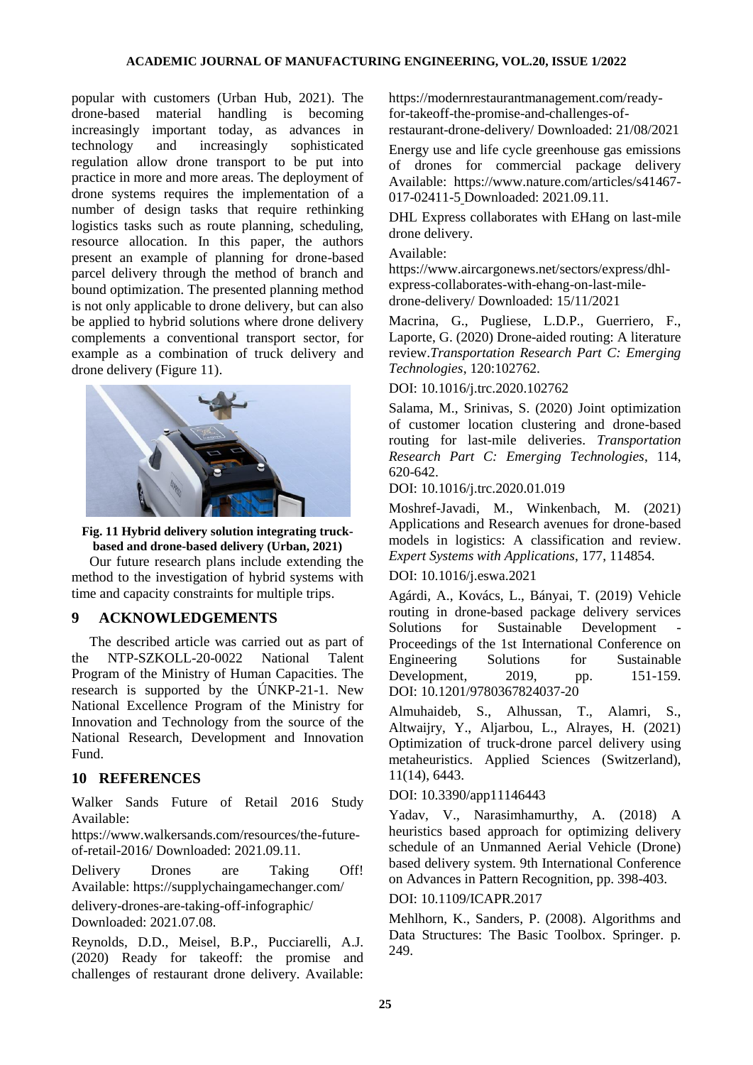popular with customers (Urban Hub, 2021). The drone-based material handling is becoming increasingly important today, as advances in technology and increasingly sophisticated regulation allow drone transport to be put into practice in more and more areas. The deployment of drone systems requires the implementation of a number of design tasks that require rethinking logistics tasks such as route planning, scheduling, resource allocation. In this paper, the authors present an example of planning for drone-based parcel delivery through the method of branch and bound optimization. The presented planning method is not only applicable to drone delivery, but can also be applied to hybrid solutions where drone delivery complements a conventional transport sector, for example as a combination of truck delivery and drone delivery (Figure 11).

**Fig. 11 Hybrid delivery solution integrating truck-based and drone-based delivery (Urban, 2021)**

Our future research plans include extending the method to the investigation of hybrid systems with time and capacity constraints for multiple trips.

## 9 ACKNOWLEDGEMENTS

The described article was carried out as part of the NTP-SZKOLL-20-0022 National Talent Program of the Ministry of Human Capacities. The research is supported by the ÚNKP-21-1. New National Excellence Program of the Ministry for Innovation and Technology from the source of the National Research, Development and Innovation Fund.

## 10 REFERENCES

Walker Sands Future of Retail 2016 Study Available: https://www.walkersands.com/resources/the-future-of-retail-2016/ Downloaded: 2021.09.11.

Delivery Drones are Taking Off! Available: https://supplychaingamechanger.com/ delivery-drones-are-taking-off-infographic/ Downloaded: 2021.07.08.

Reynolds, D.D., Meisel, B.P., Pucciarelli, A.J. (2020) Ready for takeoff: the promise and challenges of restaurant drone delivery. Available: https://modernrestaurantmanagement.com/ready-for-takeoff-the-promise-and-challenges-of-restaurant-drone-delivery/ Downloaded: 21/08/2021

Energy use and life cycle greenhouse gas emissions of drones for commercial package delivery Available: https://www.nature.com/articles/s41467-017-02411-5 Downloaded: 2021.09.11.

DHL Express collaborates with EHang on last-mile drone delivery.

Available: https://www.aircargonews.net/sectors/express/dhl-express-collaborates-with-ehang-on-last-mile-drone-delivery/ Downloaded: 15/11/2021

Macrina, G., Pugliese, L.D.P., Guerriero, F., Laporte, G. (2020) Drone-aided routing: A literature review.*Transportation Research Part C: Emerging Technologies*, 120:102762.

DOI: 10.1016/j.trc.2020.102762

Salama, M., Srinivas, S. (2020) Joint optimization of customer location clustering and drone-based routing for last-mile deliveries. *Transportation Research Part C: Emerging Technologies*, 114, 620-642.

DOI: 10.1016/j.trc.2020.01.019

Moshref-Javadi, M., Winkenbach, M. (2021) Applications and Research avenues for drone-based models in logistics: A classification and review. *Expert Systems with Applications*, 177, 114854.

DOI: 10.1016/j.eswa.2021

Agárdi, A., Kovács, L., Bányai, T. (2019) Vehicle routing in drone-based package delivery services Solutions for Sustainable Development - Proceedings of the 1st International Conference on Engineering Solutions for Sustainable Development, 2019, pp. 151-159. DOI: 10.1201/9780367824037-20

Almuhaideb, S., Alhussan, T., Alamri, S., Altwaijry, Y., Aljarbou, L., Alrayes, H. (2021) Optimization of truck-drone parcel delivery using metaheuristics. Applied Sciences (Switzerland), 11(14), 6443.

DOI: 10.3390/app11146443

Yadav, V., Narasimhamurthy, A. (2018) A heuristics based approach for optimizing delivery schedule of an Unmanned Aerial Vehicle (Drone) based delivery system. 9th International Conference on Advances in Pattern Recognition, pp. 398-403.

DOI: 10.1109/ICAPR.2017

Mehlhorn, K., Sanders, P. (2008). Algorithms and Data Structures: The Basic Toolbox. Springer. p. 249.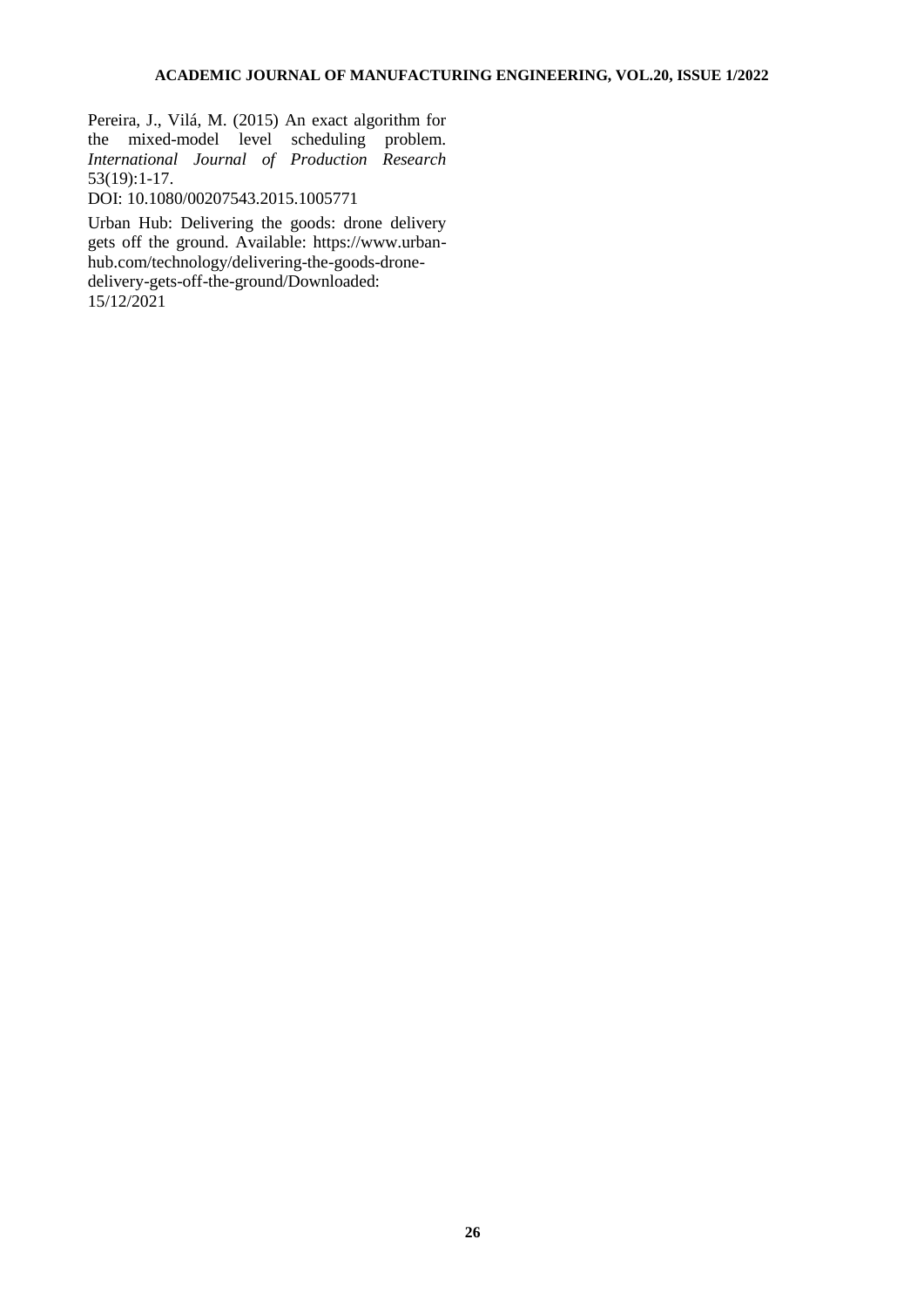Pereira, J., Vilá, M. (2015) An exact algorithm for the mixed-model level scheduling problem. *International Journal of Production Research* 53(19):1-17.
DOI: 10.1080/00207543.2015.1005771

Urban Hub: Delivering the goods: drone delivery gets off the ground. Available: https://www.urban-hub.com/technology/delivering-the-goods-drone-delivery-gets-off-the-ground/Downloaded: 15/12/2021